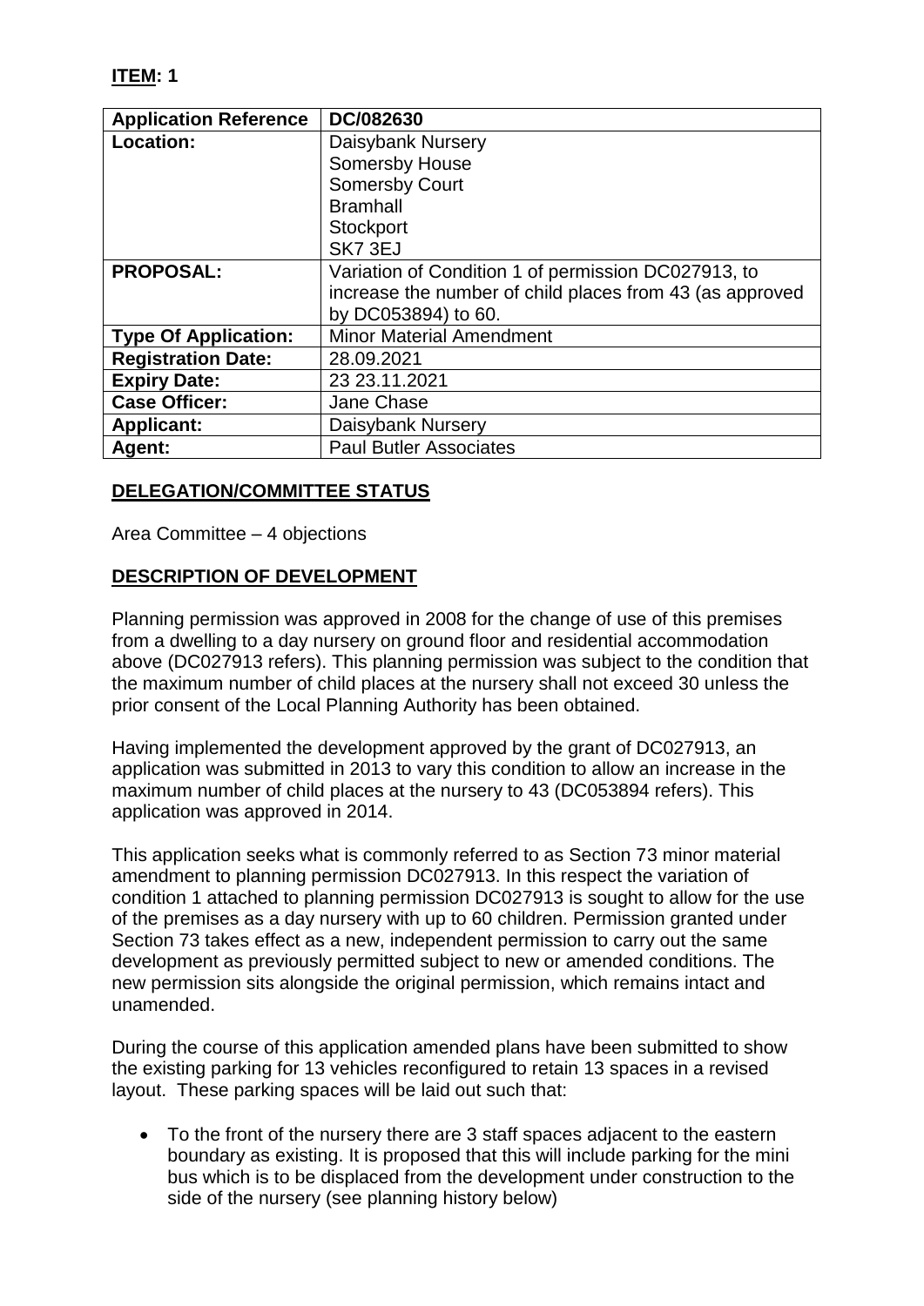**ITEM: 1**

| Application Reference | DC/082630 |
|---|---|
| Location: | Daisybank Nursery<br>Somersby House<br>Somersby Court<br>Bramhall<br>Stockport<br>SK7 3EJ |
| PROPOSAL: | Variation of Condition 1 of permission DC027913, to increase the number of child places from 43 (as approved by DC053894) to 60. |
| Type Of Application: | Minor Material Amendment |
| Registration Date: | 28.09.2021 |
| Expiry Date: | 23 23.11.2021 |
| Case Officer: | Jane Chase |
| Applicant: | Daisybank Nursery |
| Agent: | Paul Butler Associates |

## DELEGATION/COMMITTEE STATUS

Area Committee – 4 objections

## DESCRIPTION OF DEVELOPMENT

Planning permission was approved in 2008 for the change of use of this premises from a dwelling to a day nursery on ground floor and residential accommodation above (DC027913 refers). This planning permission was subject to the condition that the maximum number of child places at the nursery shall not exceed 30 unless the prior consent of the Local Planning Authority has been obtained.

Having implemented the development approved by the grant of DC027913, an application was submitted in 2013 to vary this condition to allow an increase in the maximum number of child places at the nursery to 43 (DC053894 refers). This application was approved in 2014.

This application seeks what is commonly referred to as Section 73 minor material amendment to planning permission DC027913. In this respect the variation of condition 1 attached to planning permission DC027913 is sought to allow for the use of the premises as a day nursery with up to 60 children. Permission granted under Section 73 takes effect as a new, independent permission to carry out the same development as previously permitted subject to new or amended conditions. The new permission sits alongside the original permission, which remains intact and unamended.

During the course of this application amended plans have been submitted to show the existing parking for 13 vehicles reconfigured to retain 13 spaces in a revised layout. These parking spaces will be laid out such that:

- To the front of the nursery there are 3 staff spaces adjacent to the eastern boundary as existing. It is proposed that this will include parking for the mini bus which is to be displaced from the development under construction to the side of the nursery (see planning history below)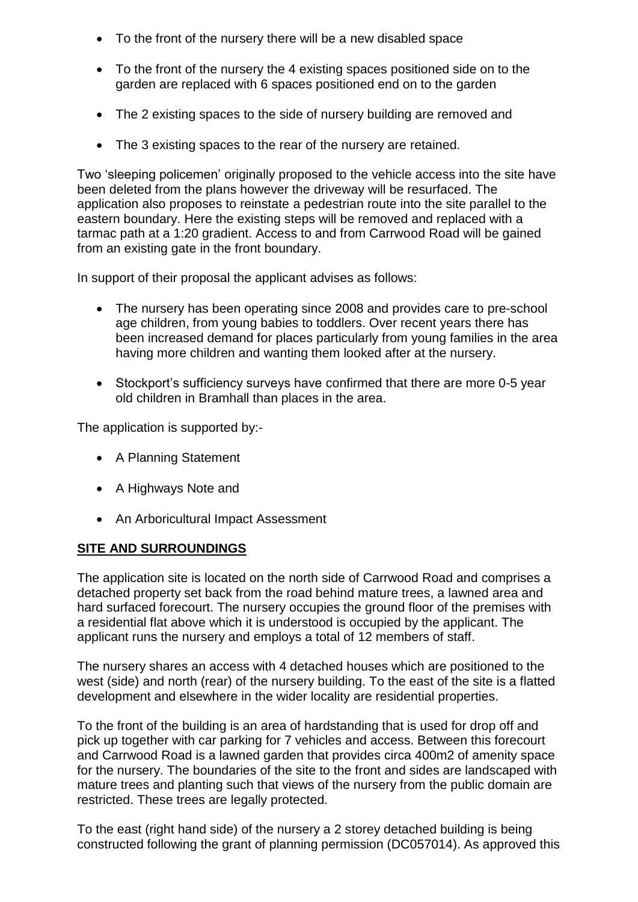- To the front of the nursery there will be a new disabled space
- To the front of the nursery the 4 existing spaces positioned side on to the garden are replaced with 6 spaces positioned end on to the garden
- The 2 existing spaces to the side of nursery building are removed and
- The 3 existing spaces to the rear of the nursery are retained.

Two 'sleeping policemen' originally proposed to the vehicle access into the site have been deleted from the plans however the driveway will be resurfaced. The application also proposes to reinstate a pedestrian route into the site parallel to the eastern boundary. Here the existing steps will be removed and replaced with a tarmac path at a 1:20 gradient. Access to and from Carrwood Road will be gained from an existing gate in the front boundary.

In support of their proposal the applicant advises as follows:

- The nursery has been operating since 2008 and provides care to pre-school age children, from young babies to toddlers. Over recent years there has been increased demand for places particularly from young families in the area having more children and wanting them looked after at the nursery.
- Stockport's sufficiency surveys have confirmed that there are more 0-5 year old children in Bramhall than places in the area.

The application is supported by:-

- A Planning Statement
- A Highways Note and
- An Arboricultural Impact Assessment

## SITE AND SURROUNDINGS

The application site is located on the north side of Carrwood Road and comprises a detached property set back from the road behind mature trees, a lawned area and hard surfaced forecourt. The nursery occupies the ground floor of the premises with a residential flat above which it is understood is occupied by the applicant. The applicant runs the nursery and employs a total of 12 members of staff.

The nursery shares an access with 4 detached houses which are positioned to the west (side) and north (rear) of the nursery building. To the east of the site is a flatted development and elsewhere in the wider locality are residential properties.

To the front of the building is an area of hardstanding that is used for drop off and pick up together with car parking for 7 vehicles and access. Between this forecourt and Carrwood Road is a lawned garden that provides circa 400m2 of amenity space for the nursery. The boundaries of the site to the front and sides are landscaped with mature trees and planting such that views of the nursery from the public domain are restricted. These trees are legally protected.

To the east (right hand side) of the nursery a 2 storey detached building is being constructed following the grant of planning permission (DC057014). As approved this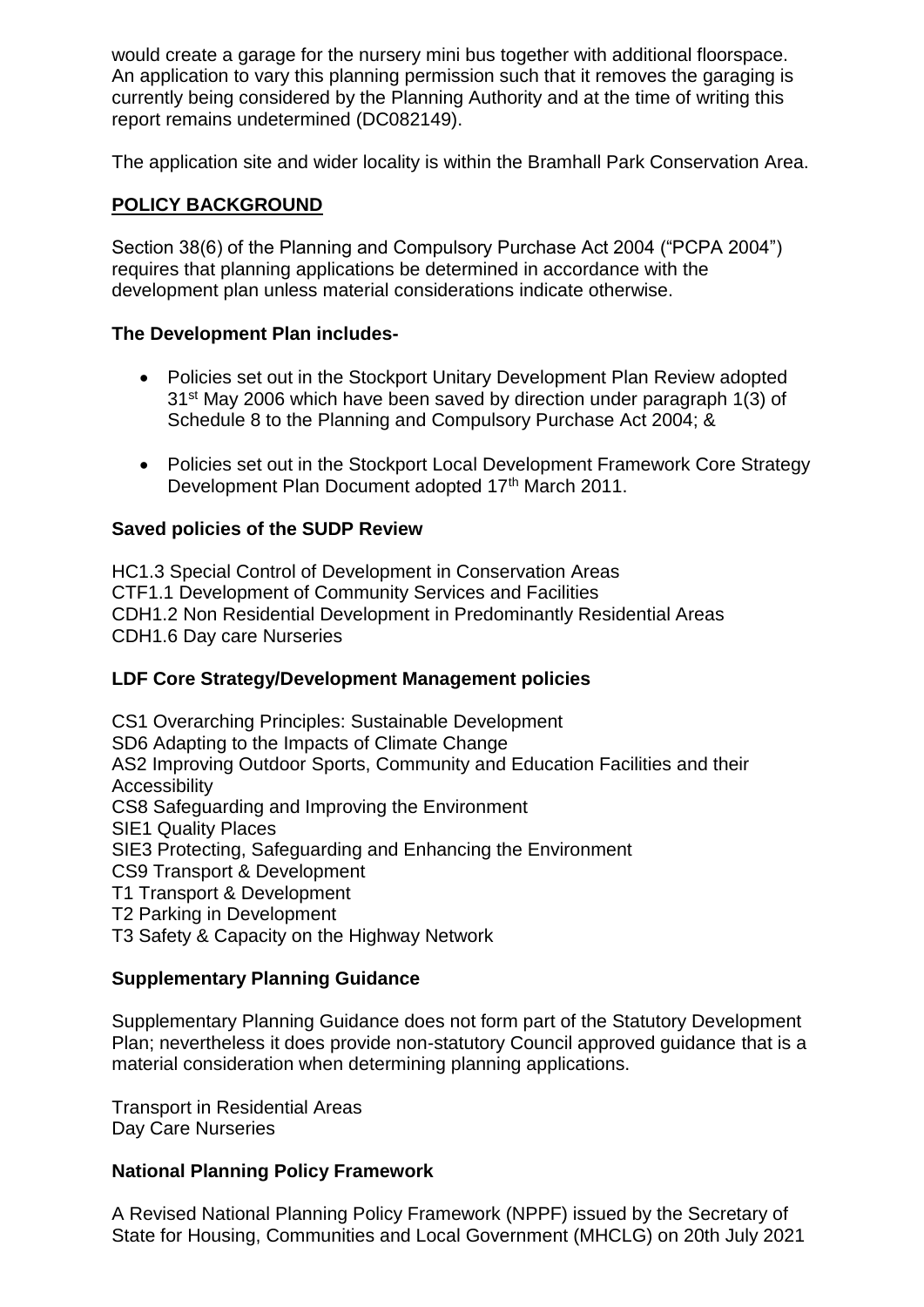would create a garage for the nursery mini bus together with additional floorspace. An application to vary this planning permission such that it removes the garaging is currently being considered by the Planning Authority and at the time of writing this report remains undetermined (DC082149).

The application site and wider locality is within the Bramhall Park Conservation Area.

## POLICY BACKGROUND

Section 38(6) of the Planning and Compulsory Purchase Act 2004 ("PCPA 2004") requires that planning applications be determined in accordance with the development plan unless material considerations indicate otherwise.

### The Development Plan includes-

- Policies set out in the Stockport Unitary Development Plan Review adopted 31st May 2006 which have been saved by direction under paragraph 1(3) of Schedule 8 to the Planning and Compulsory Purchase Act 2004; &
- Policies set out in the Stockport Local Development Framework Core Strategy Development Plan Document adopted 17th March 2011.

### Saved policies of the SUDP Review

HC1.3 Special Control of Development in Conservation Areas
CTF1.1 Development of Community Services and Facilities
CDH1.2 Non Residential Development in Predominantly Residential Areas
CDH1.6 Day care Nurseries

### LDF Core Strategy/Development Management policies

CS1 Overarching Principles: Sustainable Development
SD6 Adapting to the Impacts of Climate Change
AS2 Improving Outdoor Sports, Community and Education Facilities and their Accessibility
CS8 Safeguarding and Improving the Environment
SIE1 Quality Places
SIE3 Protecting, Safeguarding and Enhancing the Environment
CS9 Transport & Development
T1 Transport & Development
T2 Parking in Development
T3 Safety & Capacity on the Highway Network

### Supplementary Planning Guidance

Supplementary Planning Guidance does not form part of the Statutory Development Plan; nevertheless it does provide non-statutory Council approved guidance that is a material consideration when determining planning applications.

Transport in Residential Areas
Day Care Nurseries

### National Planning Policy Framework

A Revised National Planning Policy Framework (NPPF) issued by the Secretary of State for Housing, Communities and Local Government (MHCLG) on 20th July 2021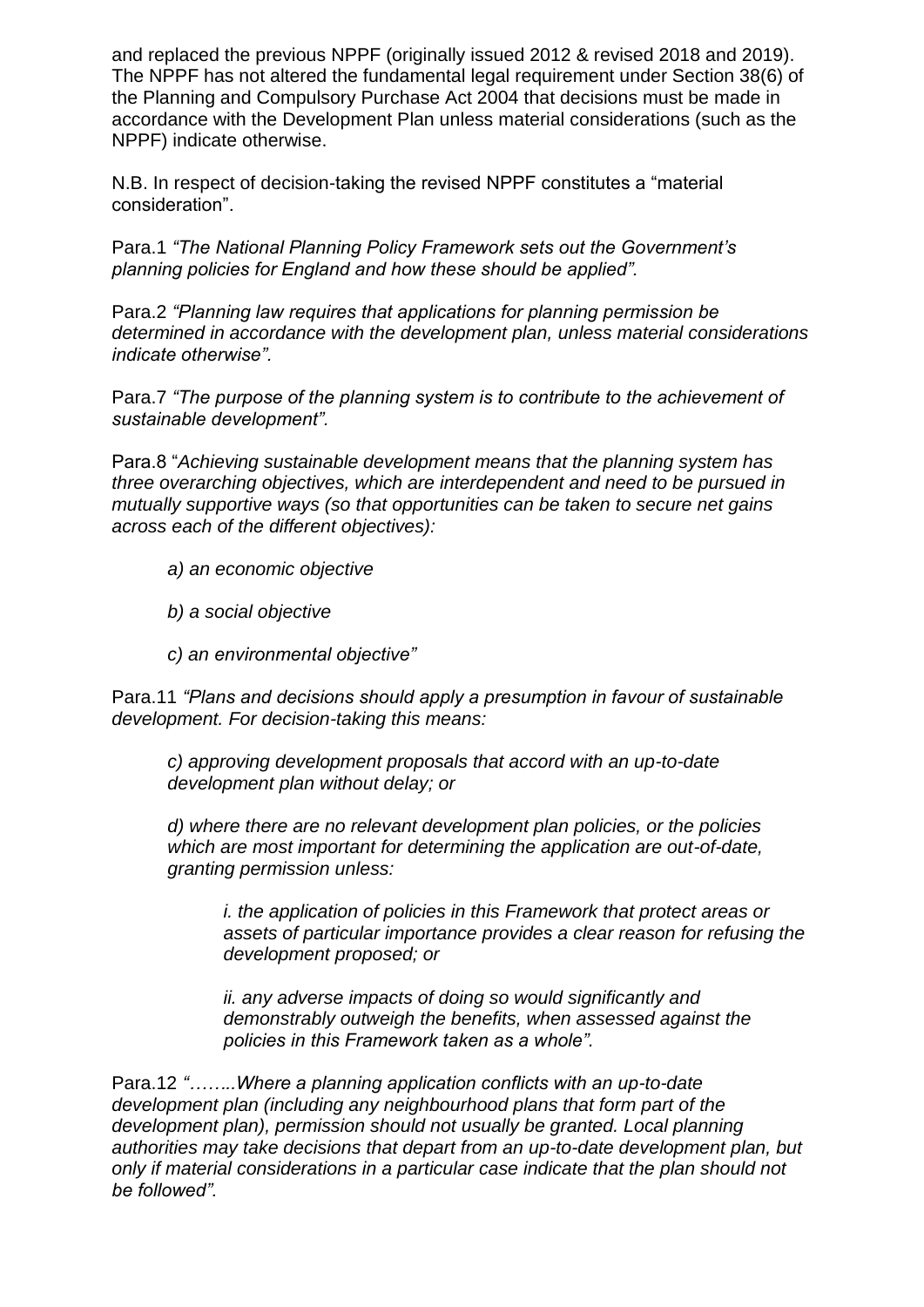and replaced the previous NPPF (originally issued 2012 & revised 2018 and 2019). The NPPF has not altered the fundamental legal requirement under Section 38(6) of the Planning and Compulsory Purchase Act 2004 that decisions must be made in accordance with the Development Plan unless material considerations (such as the NPPF) indicate otherwise.

N.B. In respect of decision-taking the revised NPPF constitutes a "material consideration".

Para.1 *"The National Planning Policy Framework sets out the Government's planning policies for England and how these should be applied".*

Para.2 *"Planning law requires that applications for planning permission be determined in accordance with the development plan, unless material considerations indicate otherwise"*.

Para.7 *"The purpose of the planning system is to contribute to the achievement of sustainable development".*

Para.8 "*Achieving sustainable development means that the planning system has three overarching objectives, which are interdependent and need to be pursued in mutually supportive ways (so that opportunities can be taken to secure net gains across each of the different objectives):*

> *a) an economic objective*
>
> *b) a social objective*
>
> *c) an environmental objective"*

Para.11 *"Plans and decisions should apply a presumption in favour of sustainable development. For decision-taking this means:*

> *c) approving development proposals that accord with an up-to-date development plan without delay; or*
>
> *d) where there are no relevant development plan policies, or the policies which are most important for determining the application are out-of-date, granting permission unless:*
>
> > *i. the application of policies in this Framework that protect areas or assets of particular importance provides a clear reason for refusing the development proposed; or*
> >
> > *ii. any adverse impacts of doing so would significantly and demonstrably outweigh the benefits, when assessed against the policies in this Framework taken as a whole".*

Para.12 *"……..Where a planning application conflicts with an up-to-date development plan (including any neighbourhood plans that form part of the development plan), permission should not usually be granted. Local planning authorities may take decisions that depart from an up-to-date development plan, but only if material considerations in a particular case indicate that the plan should not be followed".*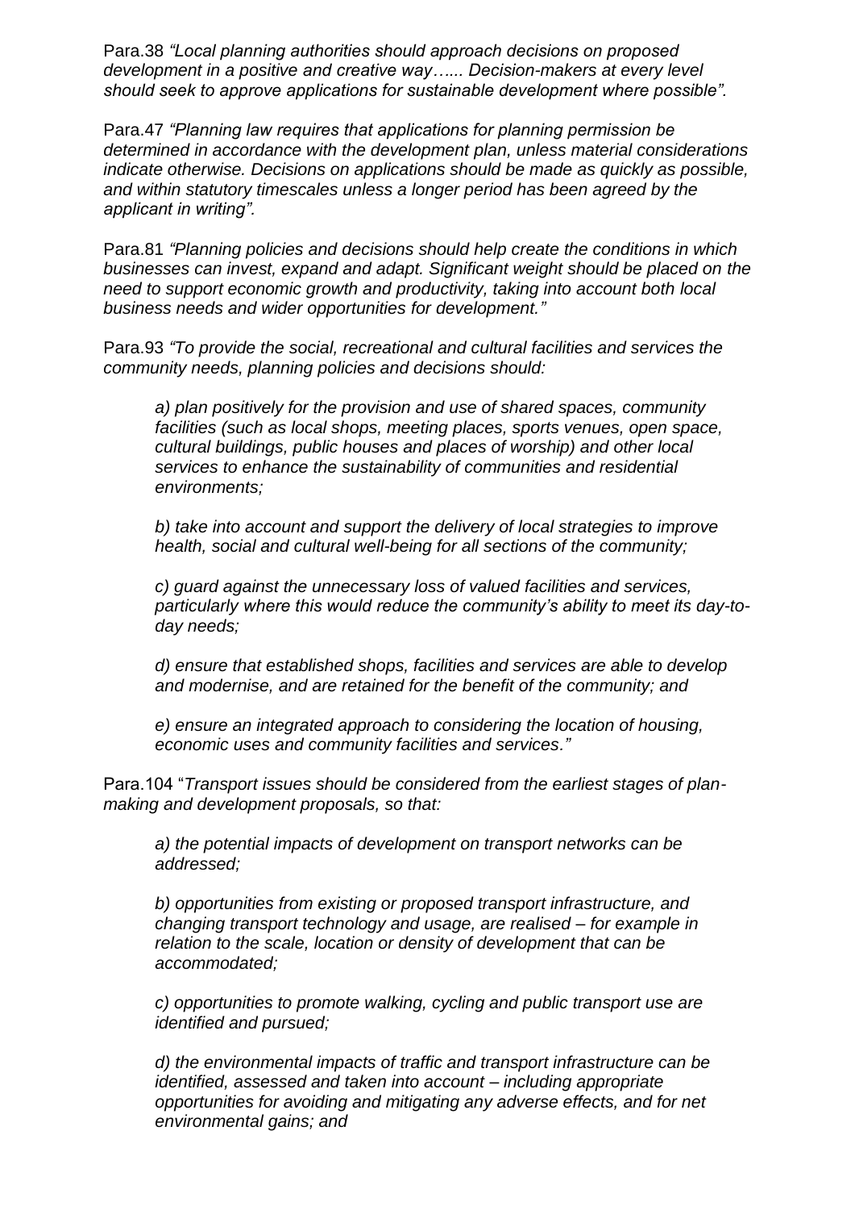Para.38 *"Local planning authorities should approach decisions on proposed development in a positive and creative way…... Decision-makers at every level should seek to approve applications for sustainable development where possible"*.

Para.47 *"Planning law requires that applications for planning permission be determined in accordance with the development plan, unless material considerations indicate otherwise. Decisions on applications should be made as quickly as possible, and within statutory timescales unless a longer period has been agreed by the applicant in writing".*

Para.81 *"Planning policies and decisions should help create the conditions in which businesses can invest, expand and adapt. Significant weight should be placed on the need to support economic growth and productivity, taking into account both local business needs and wider opportunities for development."*

Para.93 *"To provide the social, recreational and cultural facilities and services the community needs, planning policies and decisions should:*

> *a) plan positively for the provision and use of shared spaces, community facilities (such as local shops, meeting places, sports venues, open space, cultural buildings, public houses and places of worship) and other local services to enhance the sustainability of communities and residential environments;*
>
> *b) take into account and support the delivery of local strategies to improve health, social and cultural well-being for all sections of the community;*
>
> *c) guard against the unnecessary loss of valued facilities and services, particularly where this would reduce the community's ability to meet its day-to-day needs;*
>
> *d) ensure that established shops, facilities and services are able to develop and modernise, and are retained for the benefit of the community; and*
>
> *e) ensure an integrated approach to considering the location of housing, economic uses and community facilities and services."*

Para.104 "*Transport issues should be considered from the earliest stages of plan-making and development proposals, so that:*

> *a) the potential impacts of development on transport networks can be addressed;*
>
> *b) opportunities from existing or proposed transport infrastructure, and changing transport technology and usage, are realised – for example in relation to the scale, location or density of development that can be accommodated;*
>
> *c) opportunities to promote walking, cycling and public transport use are identified and pursued;*
>
> *d) the environmental impacts of traffic and transport infrastructure can be identified, assessed and taken into account – including appropriate opportunities for avoiding and mitigating any adverse effects, and for net environmental gains; and*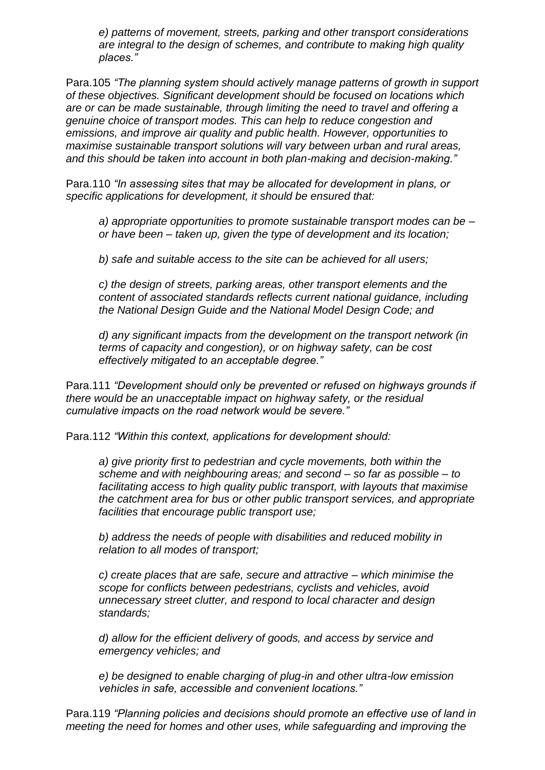> *e) patterns of movement, streets, parking and other transport considerations are integral to the design of schemes, and contribute to making high quality places."*

Para.105 *"The planning system should actively manage patterns of growth in support of these objectives. Significant development should be focused on locations which are or can be made sustainable, through limiting the need to travel and offering a genuine choice of transport modes. This can help to reduce congestion and emissions, and improve air quality and public health. However, opportunities to maximise sustainable transport solutions will vary between urban and rural areas, and this should be taken into account in both plan-making and decision-making."*

Para.110 *"In assessing sites that may be allocated for development in plans, or specific applications for development, it should be ensured that:*

> *a) appropriate opportunities to promote sustainable transport modes can be – or have been – taken up, given the type of development and its location;*
>
> *b) safe and suitable access to the site can be achieved for all users;*
>
> *c) the design of streets, parking areas, other transport elements and the content of associated standards reflects current national guidance, including the National Design Guide and the National Model Design Code; and*
>
> *d) any significant impacts from the development on the transport network (in terms of capacity and congestion), or on highway safety, can be cost effectively mitigated to an acceptable degree."*

Para.111 *"Development should only be prevented or refused on highways grounds if there would be an unacceptable impact on highway safety, or the residual cumulative impacts on the road network would be severe."*

Para.112 *"Within this context, applications for development should:*

> *a) give priority first to pedestrian and cycle movements, both within the scheme and with neighbouring areas; and second – so far as possible – to facilitating access to high quality public transport, with layouts that maximise the catchment area for bus or other public transport services, and appropriate facilities that encourage public transport use;*
>
> *b) address the needs of people with disabilities and reduced mobility in relation to all modes of transport;*
>
> *c) create places that are safe, secure and attractive – which minimise the scope for conflicts between pedestrians, cyclists and vehicles, avoid unnecessary street clutter, and respond to local character and design standards;*
>
> *d) allow for the efficient delivery of goods, and access by service and emergency vehicles; and*
>
> *e) be designed to enable charging of plug-in and other ultra-low emission vehicles in safe, accessible and convenient locations."*

Para.119 *"Planning policies and decisions should promote an effective use of land in meeting the need for homes and other uses, while safeguarding and improving the*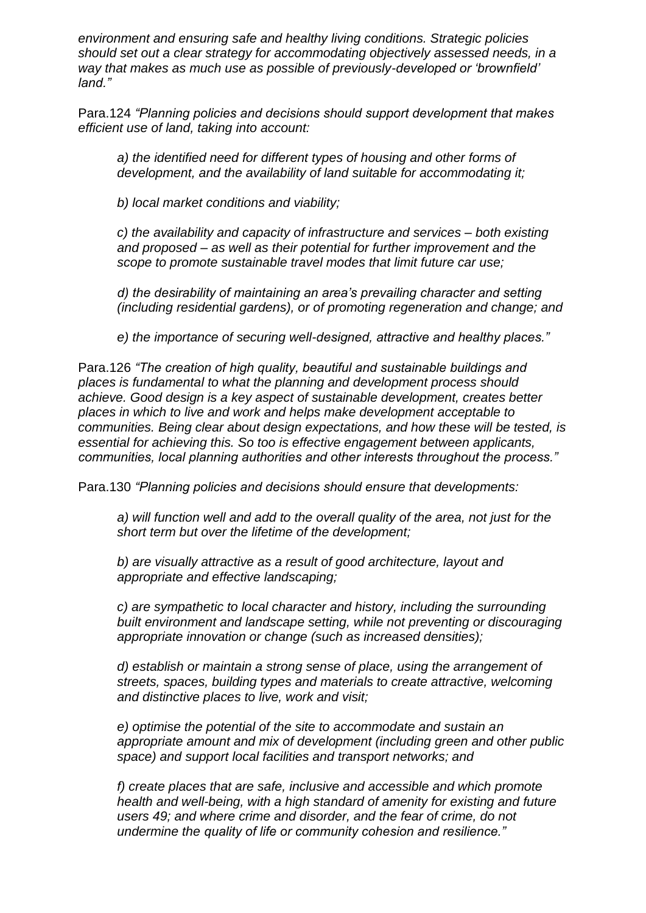*environment and ensuring safe and healthy living conditions. Strategic policies should set out a clear strategy for accommodating objectively assessed needs, in a way that makes as much use as possible of previously-developed or 'brownfield' land."*

Para.124 *"Planning policies and decisions should support development that makes efficient use of land, taking into account:*

> *a) the identified need for different types of housing and other forms of development, and the availability of land suitable for accommodating it;*
>
> *b) local market conditions and viability;*
>
> *c) the availability and capacity of infrastructure and services – both existing and proposed – as well as their potential for further improvement and the scope to promote sustainable travel modes that limit future car use;*
>
> *d) the desirability of maintaining an area's prevailing character and setting (including residential gardens), or of promoting regeneration and change; and*
>
> *e) the importance of securing well-designed, attractive and healthy places."*

Para.126 *"The creation of high quality, beautiful and sustainable buildings and places is fundamental to what the planning and development process should achieve. Good design is a key aspect of sustainable development, creates better places in which to live and work and helps make development acceptable to communities. Being clear about design expectations, and how these will be tested, is essential for achieving this. So too is effective engagement between applicants, communities, local planning authorities and other interests throughout the process."*

Para.130 *"Planning policies and decisions should ensure that developments:*

> *a) will function well and add to the overall quality of the area, not just for the short term but over the lifetime of the development;*
>
> *b) are visually attractive as a result of good architecture, layout and appropriate and effective landscaping;*
>
> *c) are sympathetic to local character and history, including the surrounding built environment and landscape setting, while not preventing or discouraging appropriate innovation or change (such as increased densities);*
>
> *d) establish or maintain a strong sense of place, using the arrangement of streets, spaces, building types and materials to create attractive, welcoming and distinctive places to live, work and visit;*
>
> *e) optimise the potential of the site to accommodate and sustain an appropriate amount and mix of development (including green and other public space) and support local facilities and transport networks; and*
>
> *f) create places that are safe, inclusive and accessible and which promote health and well-being, with a high standard of amenity for existing and future users 49; and where crime and disorder, and the fear of crime, do not undermine the quality of life or community cohesion and resilience."*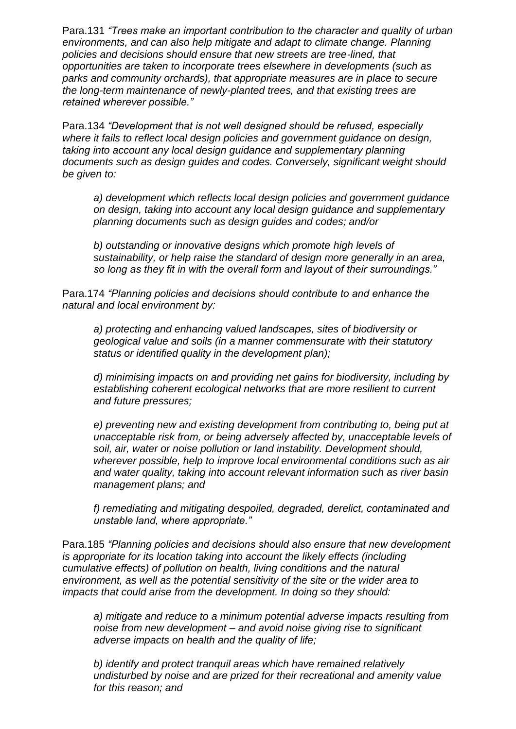Para.131 *"Trees make an important contribution to the character and quality of urban environments, and can also help mitigate and adapt to climate change. Planning policies and decisions should ensure that new streets are tree-lined, that opportunities are taken to incorporate trees elsewhere in developments (such as parks and community orchards), that appropriate measures are in place to secure the long-term maintenance of newly-planted trees, and that existing trees are retained wherever possible."*

Para.134 *"Development that is not well designed should be refused, especially where it fails to reflect local design policies and government guidance on design, taking into account any local design guidance and supplementary planning documents such as design guides and codes. Conversely, significant weight should be given to:*

> *a) development which reflects local design policies and government guidance on design, taking into account any local design guidance and supplementary planning documents such as design guides and codes; and/or*
>
> *b) outstanding or innovative designs which promote high levels of sustainability, or help raise the standard of design more generally in an area, so long as they fit in with the overall form and layout of their surroundings."*

Para.174 *"Planning policies and decisions should contribute to and enhance the natural and local environment by:*

> *a) protecting and enhancing valued landscapes, sites of biodiversity or geological value and soils (in a manner commensurate with their statutory status or identified quality in the development plan);*
>
> *d) minimising impacts on and providing net gains for biodiversity, including by establishing coherent ecological networks that are more resilient to current and future pressures;*
>
> *e) preventing new and existing development from contributing to, being put at unacceptable risk from, or being adversely affected by, unacceptable levels of soil, air, water or noise pollution or land instability. Development should, wherever possible, help to improve local environmental conditions such as air and water quality, taking into account relevant information such as river basin management plans; and*
>
> *f) remediating and mitigating despoiled, degraded, derelict, contaminated and unstable land, where appropriate."*

Para.185 *"Planning policies and decisions should also ensure that new development is appropriate for its location taking into account the likely effects (including cumulative effects) of pollution on health, living conditions and the natural environment, as well as the potential sensitivity of the site or the wider area to impacts that could arise from the development. In doing so they should:*

> *a) mitigate and reduce to a minimum potential adverse impacts resulting from noise from new development – and avoid noise giving rise to significant adverse impacts on health and the quality of life;*
>
> *b) identify and protect tranquil areas which have remained relatively undisturbed by noise and are prized for their recreational and amenity value for this reason; and*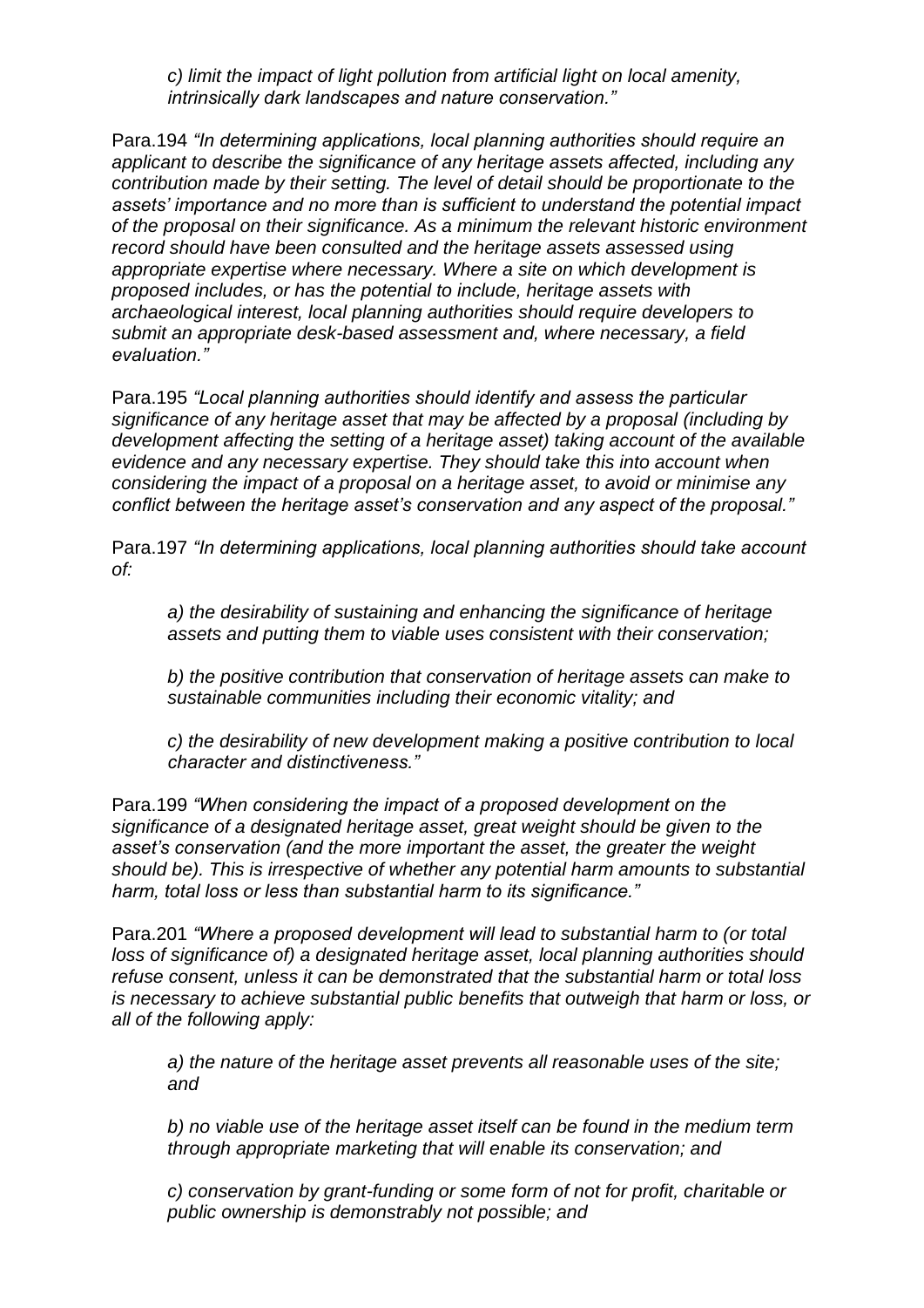*c) limit the impact of light pollution from artificial light on local amenity, intrinsically dark landscapes and nature conservation."*

Para.194 *"In determining applications, local planning authorities should require an applicant to describe the significance of any heritage assets affected, including any contribution made by their setting. The level of detail should be proportionate to the assets' importance and no more than is sufficient to understand the potential impact of the proposal on their significance. As a minimum the relevant historic environment record should have been consulted and the heritage assets assessed using appropriate expertise where necessary. Where a site on which development is proposed includes, or has the potential to include, heritage assets with archaeological interest, local planning authorities should require developers to submit an appropriate desk-based assessment and, where necessary, a field evaluation."*

Para.195 *"Local planning authorities should identify and assess the particular significance of any heritage asset that may be affected by a proposal (including by development affecting the setting of a heritage asset) taking account of the available evidence and any necessary expertise. They should take this into account when considering the impact of a proposal on a heritage asset, to avoid or minimise any conflict between the heritage asset's conservation and any aspect of the proposal."*

Para.197 *"In determining applications, local planning authorities should take account of:*

*a) the desirability of sustaining and enhancing the significance of heritage assets and putting them to viable uses consistent with their conservation;*

*b) the positive contribution that conservation of heritage assets can make to sustainable communities including their economic vitality; and*

*c) the desirability of new development making a positive contribution to local character and distinctiveness."*

Para.199 *"When considering the impact of a proposed development on the significance of a designated heritage asset, great weight should be given to the asset's conservation (and the more important the asset, the greater the weight should be). This is irrespective of whether any potential harm amounts to substantial harm, total loss or less than substantial harm to its significance."*

Para.201 *"Where a proposed development will lead to substantial harm to (or total loss of significance of) a designated heritage asset, local planning authorities should refuse consent, unless it can be demonstrated that the substantial harm or total loss is necessary to achieve substantial public benefits that outweigh that harm or loss, or all of the following apply:*

*a) the nature of the heritage asset prevents all reasonable uses of the site; and*

*b) no viable use of the heritage asset itself can be found in the medium term through appropriate marketing that will enable its conservation; and*

*c) conservation by grant-funding or some form of not for profit, charitable or public ownership is demonstrably not possible; and*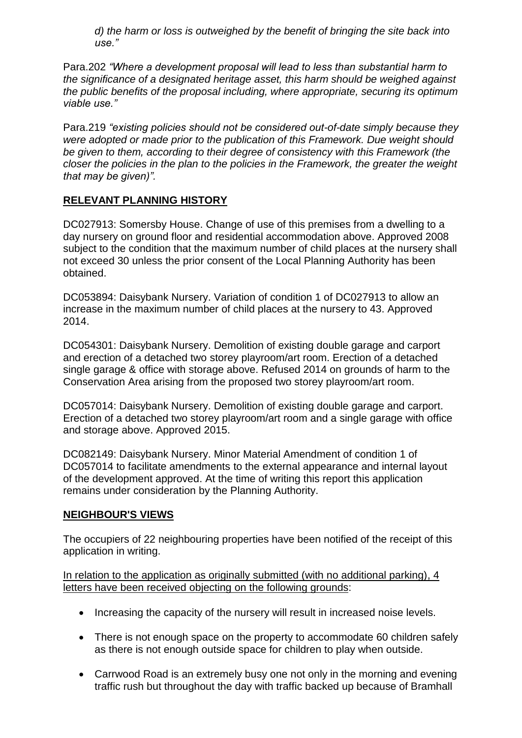*d) the harm or loss is outweighed by the benefit of bringing the site back into use."*

Para.202 *"Where a development proposal will lead to less than substantial harm to the significance of a designated heritage asset, this harm should be weighed against the public benefits of the proposal including, where appropriate, securing its optimum viable use."*

Para.219 *"existing policies should not be considered out-of-date simply because they were adopted or made prior to the publication of this Framework. Due weight should be given to them, according to their degree of consistency with this Framework (the closer the policies in the plan to the policies in the Framework, the greater the weight that may be given)".*

## RELEVANT PLANNING HISTORY

DC027913: Somersby House. Change of use of this premises from a dwelling to a day nursery on ground floor and residential accommodation above. Approved 2008 subject to the condition that the maximum number of child places at the nursery shall not exceed 30 unless the prior consent of the Local Planning Authority has been obtained.

DC053894: Daisybank Nursery. Variation of condition 1 of DC027913 to allow an increase in the maximum number of child places at the nursery to 43. Approved 2014.

DC054301: Daisybank Nursery. Demolition of existing double garage and carport and erection of a detached two storey playroom/art room. Erection of a detached single garage & office with storage above. Refused 2014 on grounds of harm to the Conservation Area arising from the proposed two storey playroom/art room.

DC057014: Daisybank Nursery. Demolition of existing double garage and carport. Erection of a detached two storey playroom/art room and a single garage with office and storage above. Approved 2015.

DC082149: Daisybank Nursery. Minor Material Amendment of condition 1 of DC057014 to facilitate amendments to the external appearance and internal layout of the development approved. At the time of writing this report this application remains under consideration by the Planning Authority.

## NEIGHBOUR'S VIEWS

The occupiers of 22 neighbouring properties have been notified of the receipt of this application in writing.

In relation to the application as originally submitted (with no additional parking), 4 letters have been received objecting on the following grounds:

- Increasing the capacity of the nursery will result in increased noise levels.
- There is not enough space on the property to accommodate 60 children safely as there is not enough outside space for children to play when outside.
- Carrwood Road is an extremely busy one not only in the morning and evening traffic rush but throughout the day with traffic backed up because of Bramhall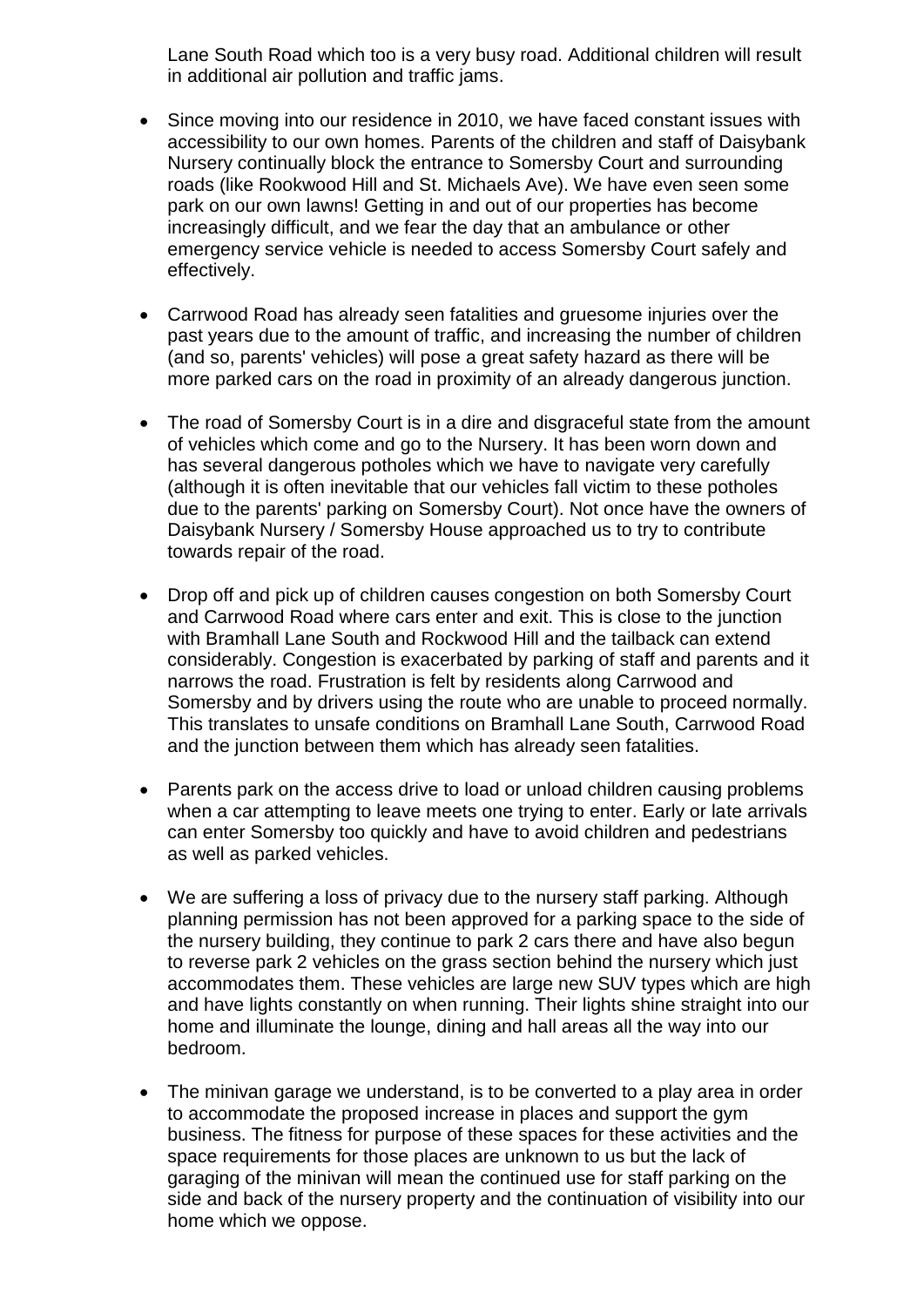Lane South Road which too is a very busy road. Additional children will result in additional air pollution and traffic jams.

- Since moving into our residence in 2010, we have faced constant issues with accessibility to our own homes. Parents of the children and staff of Daisybank Nursery continually block the entrance to Somersby Court and surrounding roads (like Rookwood Hill and St. Michaels Ave). We have even seen some park on our own lawns! Getting in and out of our properties has become increasingly difficult, and we fear the day that an ambulance or other emergency service vehicle is needed to access Somersby Court safely and effectively.

- Carrwood Road has already seen fatalities and gruesome injuries over the past years due to the amount of traffic, and increasing the number of children (and so, parents' vehicles) will pose a great safety hazard as there will be more parked cars on the road in proximity of an already dangerous junction.

- The road of Somersby Court is in a dire and disgraceful state from the amount of vehicles which come and go to the Nursery. It has been worn down and has several dangerous potholes which we have to navigate very carefully (although it is often inevitable that our vehicles fall victim to these potholes due to the parents' parking on Somersby Court). Not once have the owners of Daisybank Nursery / Somersby House approached us to try to contribute towards repair of the road.

- Drop off and pick up of children causes congestion on both Somersby Court and Carrwood Road where cars enter and exit. This is close to the junction with Bramhall Lane South and Rockwood Hill and the tailback can extend considerably. Congestion is exacerbated by parking of staff and parents and it narrows the road. Frustration is felt by residents along Carrwood and Somersby and by drivers using the route who are unable to proceed normally. This translates to unsafe conditions on Bramhall Lane South, Carrwood Road and the junction between them which has already seen fatalities.

- Parents park on the access drive to load or unload children causing problems when a car attempting to leave meets one trying to enter. Early or late arrivals can enter Somersby too quickly and have to avoid children and pedestrians as well as parked vehicles.

- We are suffering a loss of privacy due to the nursery staff parking. Although planning permission has not been approved for a parking space to the side of the nursery building, they continue to park 2 cars there and have also begun to reverse park 2 vehicles on the grass section behind the nursery which just accommodates them. These vehicles are large new SUV types which are high and have lights constantly on when running. Their lights shine straight into our home and illuminate the lounge, dining and hall areas all the way into our bedroom.

- The minivan garage we understand, is to be converted to a play area in order to accommodate the proposed increase in places and support the gym business. The fitness for purpose of these spaces for these activities and the space requirements for those places are unknown to us but the lack of garaging of the minivan will mean the continued use for staff parking on the side and back of the nursery property and the continuation of visibility into our home which we oppose.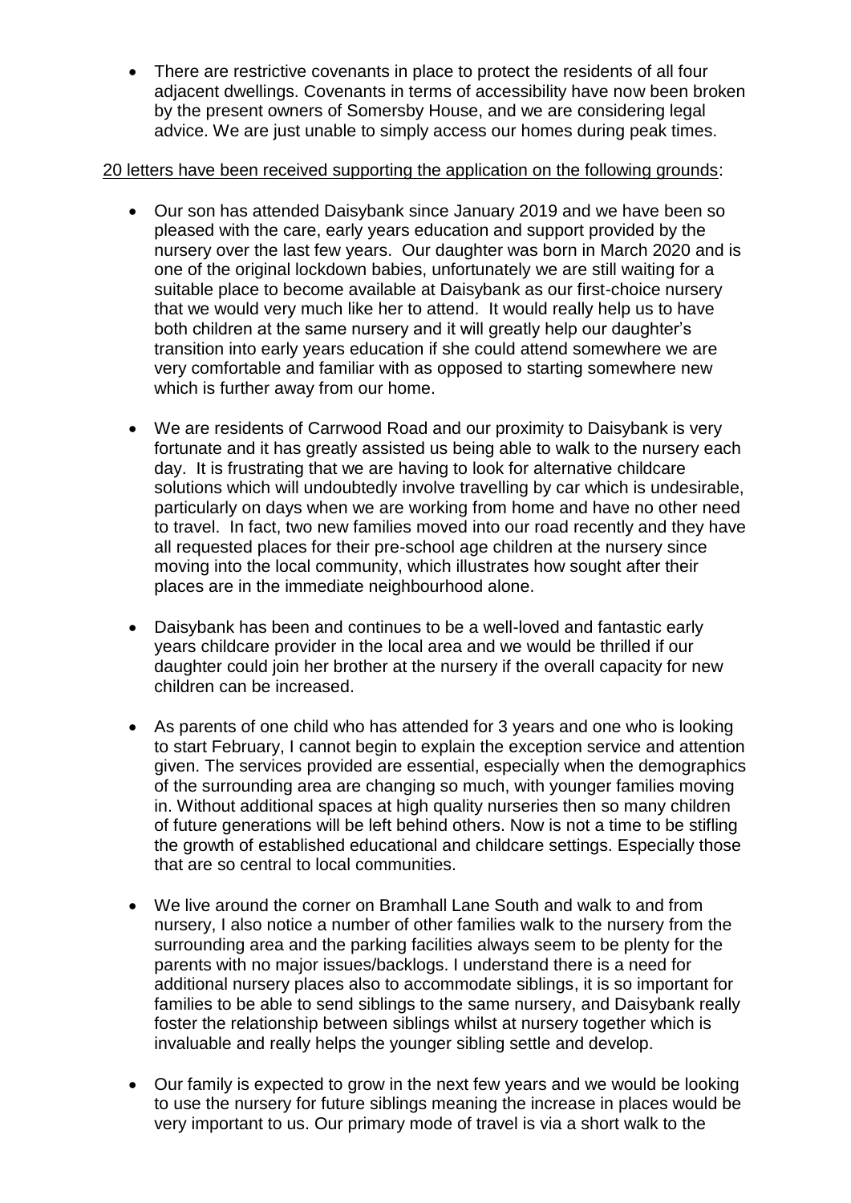- There are restrictive covenants in place to protect the residents of all four adjacent dwellings. Covenants in terms of accessibility have now been broken by the present owners of Somersby House, and we are considering legal advice. We are just unable to simply access our homes during peak times.

<u>20 letters have been received supporting the application on the following grounds</u>:

- Our son has attended Daisybank since January 2019 and we have been so pleased with the care, early years education and support provided by the nursery over the last few years. Our daughter was born in March 2020 and is one of the original lockdown babies, unfortunately we are still waiting for a suitable place to become available at Daisybank as our first-choice nursery that we would very much like her to attend. It would really help us to have both children at the same nursery and it will greatly help our daughter's transition into early years education if she could attend somewhere we are very comfortable and familiar with as opposed to starting somewhere new which is further away from our home.

- We are residents of Carrwood Road and our proximity to Daisybank is very fortunate and it has greatly assisted us being able to walk to the nursery each day. It is frustrating that we are having to look for alternative childcare solutions which will undoubtedly involve travelling by car which is undesirable, particularly on days when we are working from home and have no other need to travel. In fact, two new families moved into our road recently and they have all requested places for their pre-school age children at the nursery since moving into the local community, which illustrates how sought after their places are in the immediate neighbourhood alone.

- Daisybank has been and continues to be a well-loved and fantastic early years childcare provider in the local area and we would be thrilled if our daughter could join her brother at the nursery if the overall capacity for new children can be increased.

- As parents of one child who has attended for 3 years and one who is looking to start February, I cannot begin to explain the exception service and attention given. The services provided are essential, especially when the demographics of the surrounding area are changing so much, with younger families moving in. Without additional spaces at high quality nurseries then so many children of future generations will be left behind others. Now is not a time to be stifling the growth of established educational and childcare settings. Especially those that are so central to local communities.

- We live around the corner on Bramhall Lane South and walk to and from nursery, I also notice a number of other families walk to the nursery from the surrounding area and the parking facilities always seem to be plenty for the parents with no major issues/backlogs. I understand there is a need for additional nursery places also to accommodate siblings, it is so important for families to be able to send siblings to the same nursery, and Daisybank really foster the relationship between siblings whilst at nursery together which is invaluable and really helps the younger sibling settle and develop.

- Our family is expected to grow in the next few years and we would be looking to use the nursery for future siblings meaning the increase in places would be very important to us. Our primary mode of travel is via a short walk to the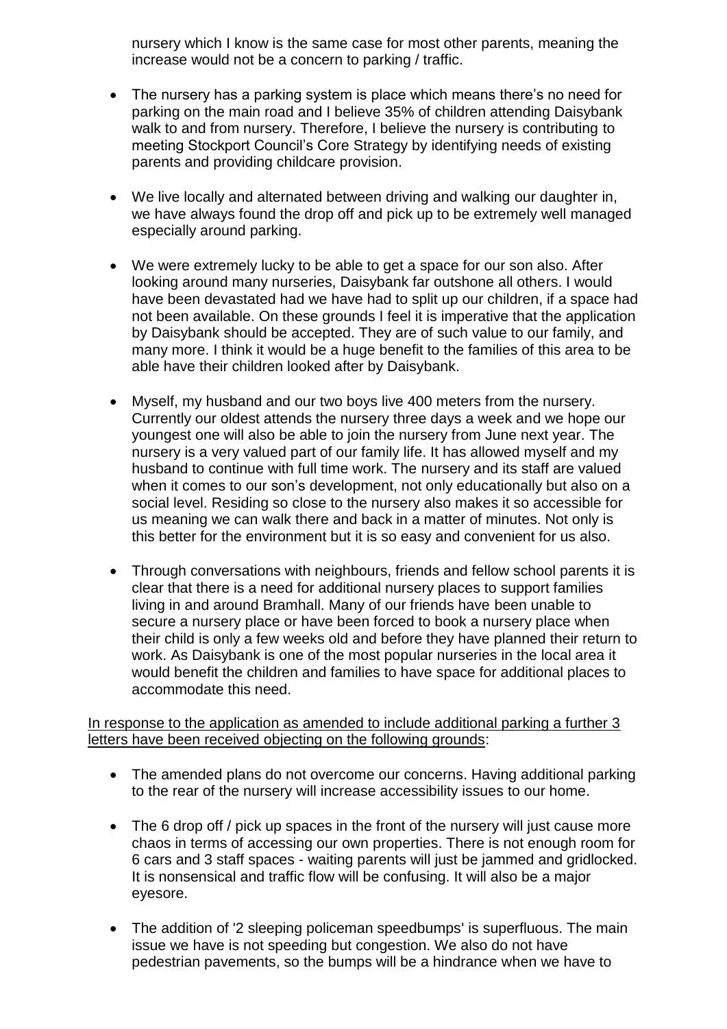nursery which I know is the same case for most other parents, meaning the increase would not be a concern to parking / traffic.

- The nursery has a parking system is place which means there's no need for parking on the main road and I believe 35% of children attending Daisybank walk to and from nursery. Therefore, I believe the nursery is contributing to meeting Stockport Council's Core Strategy by identifying needs of existing parents and providing childcare provision.

- We live locally and alternated between driving and walking our daughter in, we have always found the drop off and pick up to be extremely well managed especially around parking.

- We were extremely lucky to be able to get a space for our son also. After looking around many nurseries, Daisybank far outshone all others. I would have been devastated had we have had to split up our children, if a space had not been available. On these grounds I feel it is imperative that the application by Daisybank should be accepted. They are of such value to our family, and many more. I think it would be a huge benefit to the families of this area to be able have their children looked after by Daisybank.

- Myself, my husband and our two boys live 400 meters from the nursery. Currently our oldest attends the nursery three days a week and we hope our youngest one will also be able to join the nursery from June next year. The nursery is a very valued part of our family life. It has allowed myself and my husband to continue with full time work. The nursery and its staff are valued when it comes to our son's development, not only educationally but also on a social level. Residing so close to the nursery also makes it so accessible for us meaning we can walk there and back in a matter of minutes. Not only is this better for the environment but it is so easy and convenient for us also.

- Through conversations with neighbours, friends and fellow school parents it is clear that there is a need for additional nursery places to support families living in and around Bramhall. Many of our friends have been unable to secure a nursery place or have been forced to book a nursery place when their child is only a few weeks old and before they have planned their return to work. As Daisybank is one of the most popular nurseries in the local area it would benefit the children and families to have space for additional places to accommodate this need.

In response to the application as amended to include additional parking a further 3 letters have been received objecting on the following grounds:

- The amended plans do not overcome our concerns. Having additional parking to the rear of the nursery will increase accessibility issues to our home.

- The 6 drop off / pick up spaces in the front of the nursery will just cause more chaos in terms of accessing our own properties. There is not enough room for 6 cars and 3 staff spaces - waiting parents will just be jammed and gridlocked. It is nonsensical and traffic flow will be confusing. It will also be a major eyesore.

- The addition of '2 sleeping policeman speedbumps' is superfluous. The main issue we have is not speeding but congestion. We also do not have pedestrian pavements, so the bumps will be a hindrance when we have to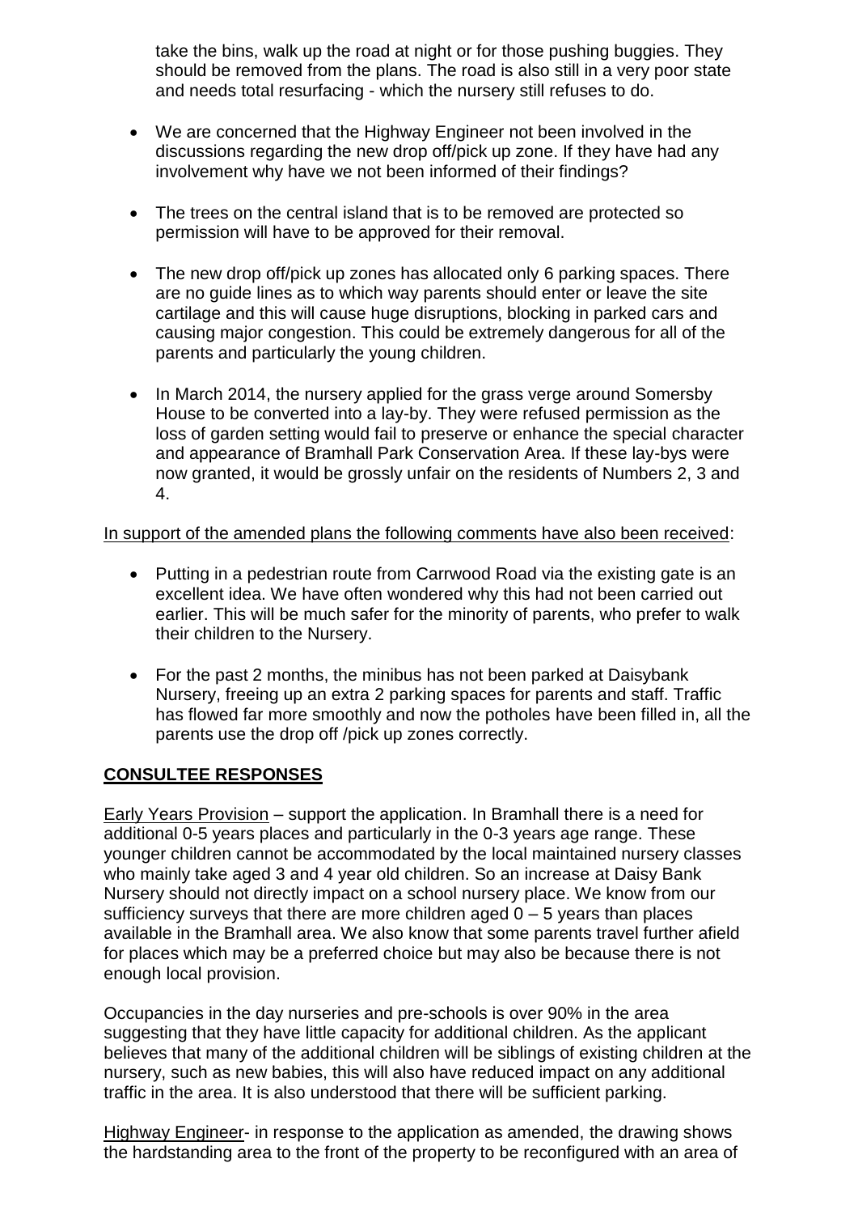take the bins, walk up the road at night or for those pushing buggies. They should be removed from the plans. The road is also still in a very poor state and needs total resurfacing - which the nursery still refuses to do.

- We are concerned that the Highway Engineer not been involved in the discussions regarding the new drop off/pick up zone. If they have had any involvement why have we not been informed of their findings?
- The trees on the central island that is to be removed are protected so permission will have to be approved for their removal.
- The new drop off/pick up zones has allocated only 6 parking spaces. There are no guide lines as to which way parents should enter or leave the site cartilage and this will cause huge disruptions, blocking in parked cars and causing major congestion. This could be extremely dangerous for all of the parents and particularly the young children.
- In March 2014, the nursery applied for the grass verge around Somersby House to be converted into a lay-by. They were refused permission as the loss of garden setting would fail to preserve or enhance the special character and appearance of Bramhall Park Conservation Area. If these lay-bys were now granted, it would be grossly unfair on the residents of Numbers 2, 3 and 4.

In support of the amended plans the following comments have also been received:

- Putting in a pedestrian route from Carrwood Road via the existing gate is an excellent idea. We have often wondered why this had not been carried out earlier. This will be much safer for the minority of parents, who prefer to walk their children to the Nursery.
- For the past 2 months, the minibus has not been parked at Daisybank Nursery, freeing up an extra 2 parking spaces for parents and staff. Traffic has flowed far more smoothly and now the potholes have been filled in, all the parents use the drop off /pick up zones correctly.

## CONSULTEE RESPONSES

Early Years Provision – support the application. In Bramhall there is a need for additional 0-5 years places and particularly in the 0-3 years age range. These younger children cannot be accommodated by the local maintained nursery classes who mainly take aged 3 and 4 year old children. So an increase at Daisy Bank Nursery should not directly impact on a school nursery place. We know from our sufficiency surveys that there are more children aged 0 – 5 years than places available in the Bramhall area. We also know that some parents travel further afield for places which may be a preferred choice but may also be because there is not enough local provision.

Occupancies in the day nurseries and pre-schools is over 90% in the area suggesting that they have little capacity for additional children. As the applicant believes that many of the additional children will be siblings of existing children at the nursery, such as new babies, this will also have reduced impact on any additional traffic in the area. It is also understood that there will be sufficient parking.

Highway Engineer- in response to the application as amended, the drawing shows the hardstanding area to the front of the property to be reconfigured with an area of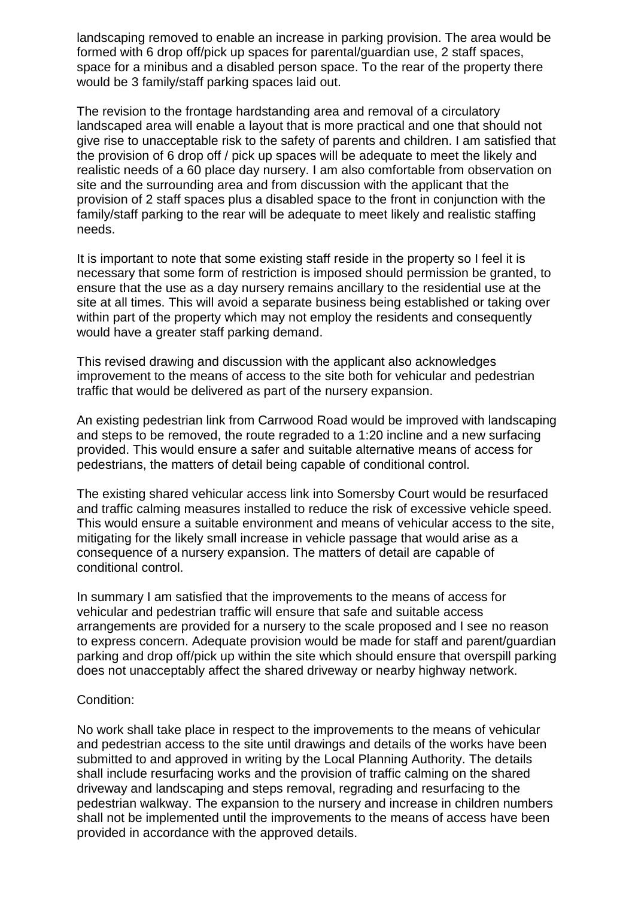landscaping removed to enable an increase in parking provision. The area would be formed with 6 drop off/pick up spaces for parental/guardian use, 2 staff spaces, space for a minibus and a disabled person space. To the rear of the property there would be 3 family/staff parking spaces laid out.

The revision to the frontage hardstanding area and removal of a circulatory landscaped area will enable a layout that is more practical and one that should not give rise to unacceptable risk to the safety of parents and children. I am satisfied that the provision of 6 drop off / pick up spaces will be adequate to meet the likely and realistic needs of a 60 place day nursery. I am also comfortable from observation on site and the surrounding area and from discussion with the applicant that the provision of 2 staff spaces plus a disabled space to the front in conjunction with the family/staff parking to the rear will be adequate to meet likely and realistic staffing needs.

It is important to note that some existing staff reside in the property so I feel it is necessary that some form of restriction is imposed should permission be granted, to ensure that the use as a day nursery remains ancillary to the residential use at the site at all times. This will avoid a separate business being established or taking over within part of the property which may not employ the residents and consequently would have a greater staff parking demand.

This revised drawing and discussion with the applicant also acknowledges improvement to the means of access to the site both for vehicular and pedestrian traffic that would be delivered as part of the nursery expansion.

An existing pedestrian link from Carrwood Road would be improved with landscaping and steps to be removed, the route regraded to a 1:20 incline and a new surfacing provided. This would ensure a safer and suitable alternative means of access for pedestrians, the matters of detail being capable of conditional control.

The existing shared vehicular access link into Somersby Court would be resurfaced and traffic calming measures installed to reduce the risk of excessive vehicle speed. This would ensure a suitable environment and means of vehicular access to the site, mitigating for the likely small increase in vehicle passage that would arise as a consequence of a nursery expansion. The matters of detail are capable of conditional control.

In summary I am satisfied that the improvements to the means of access for vehicular and pedestrian traffic will ensure that safe and suitable access arrangements are provided for a nursery to the scale proposed and I see no reason to express concern. Adequate provision would be made for staff and parent/guardian parking and drop off/pick up within the site which should ensure that overspill parking does not unacceptably affect the shared driveway or nearby highway network.

Condition:

No work shall take place in respect to the improvements to the means of vehicular and pedestrian access to the site until drawings and details of the works have been submitted to and approved in writing by the Local Planning Authority. The details shall include resurfacing works and the provision of traffic calming on the shared driveway and landscaping and steps removal, regrading and resurfacing to the pedestrian walkway. The expansion to the nursery and increase in children numbers shall not be implemented until the improvements to the means of access have been provided in accordance with the approved details.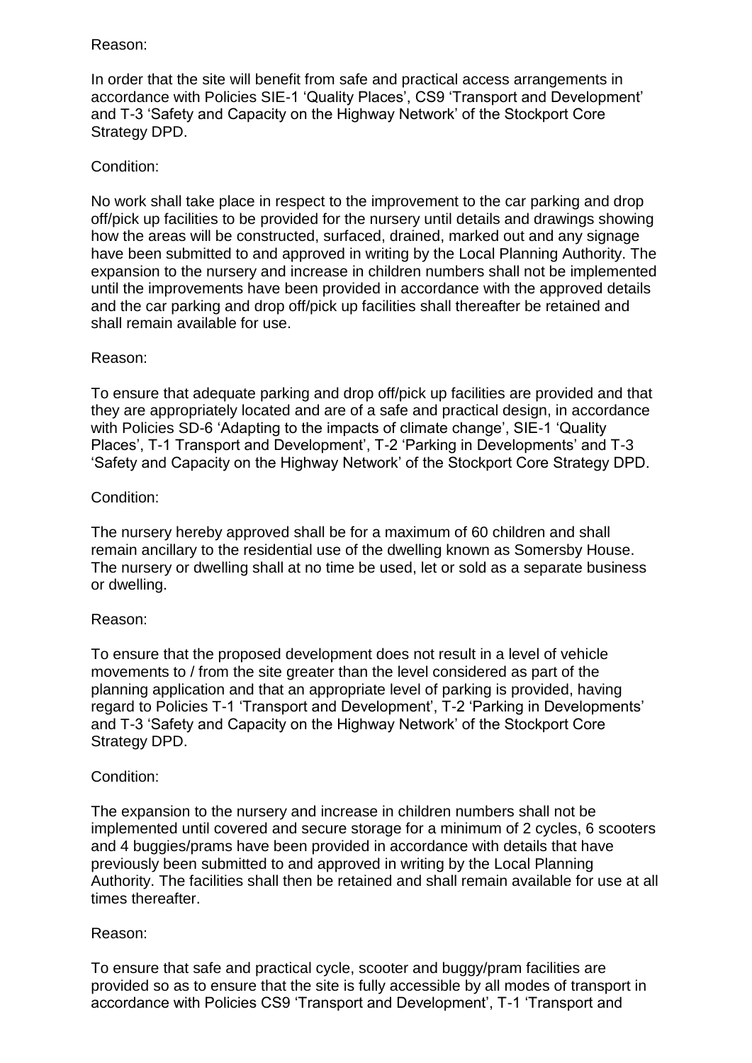Reason:

In order that the site will benefit from safe and practical access arrangements in accordance with Policies SIE-1 'Quality Places', CS9 'Transport and Development' and T-3 'Safety and Capacity on the Highway Network' of the Stockport Core Strategy DPD.

Condition:

No work shall take place in respect to the improvement to the car parking and drop off/pick up facilities to be provided for the nursery until details and drawings showing how the areas will be constructed, surfaced, drained, marked out and any signage have been submitted to and approved in writing by the Local Planning Authority. The expansion to the nursery and increase in children numbers shall not be implemented until the improvements have been provided in accordance with the approved details and the car parking and drop off/pick up facilities shall thereafter be retained and shall remain available for use.

Reason:

To ensure that adequate parking and drop off/pick up facilities are provided and that they are appropriately located and are of a safe and practical design, in accordance with Policies SD-6 'Adapting to the impacts of climate change', SIE-1 'Quality Places', T-1 Transport and Development', T-2 'Parking in Developments' and T-3 'Safety and Capacity on the Highway Network' of the Stockport Core Strategy DPD.

Condition:

The nursery hereby approved shall be for a maximum of 60 children and shall remain ancillary to the residential use of the dwelling known as Somersby House. The nursery or dwelling shall at no time be used, let or sold as a separate business or dwelling.

Reason:

To ensure that the proposed development does not result in a level of vehicle movements to / from the site greater than the level considered as part of the planning application and that an appropriate level of parking is provided, having regard to Policies T-1 'Transport and Development', T-2 'Parking in Developments' and T-3 'Safety and Capacity on the Highway Network' of the Stockport Core Strategy DPD.

Condition:

The expansion to the nursery and increase in children numbers shall not be implemented until covered and secure storage for a minimum of 2 cycles, 6 scooters and 4 buggies/prams have been provided in accordance with details that have previously been submitted to and approved in writing by the Local Planning Authority. The facilities shall then be retained and shall remain available for use at all times thereafter.

Reason:

To ensure that safe and practical cycle, scooter and buggy/pram facilities are provided so as to ensure that the site is fully accessible by all modes of transport in accordance with Policies CS9 'Transport and Development', T-1 'Transport and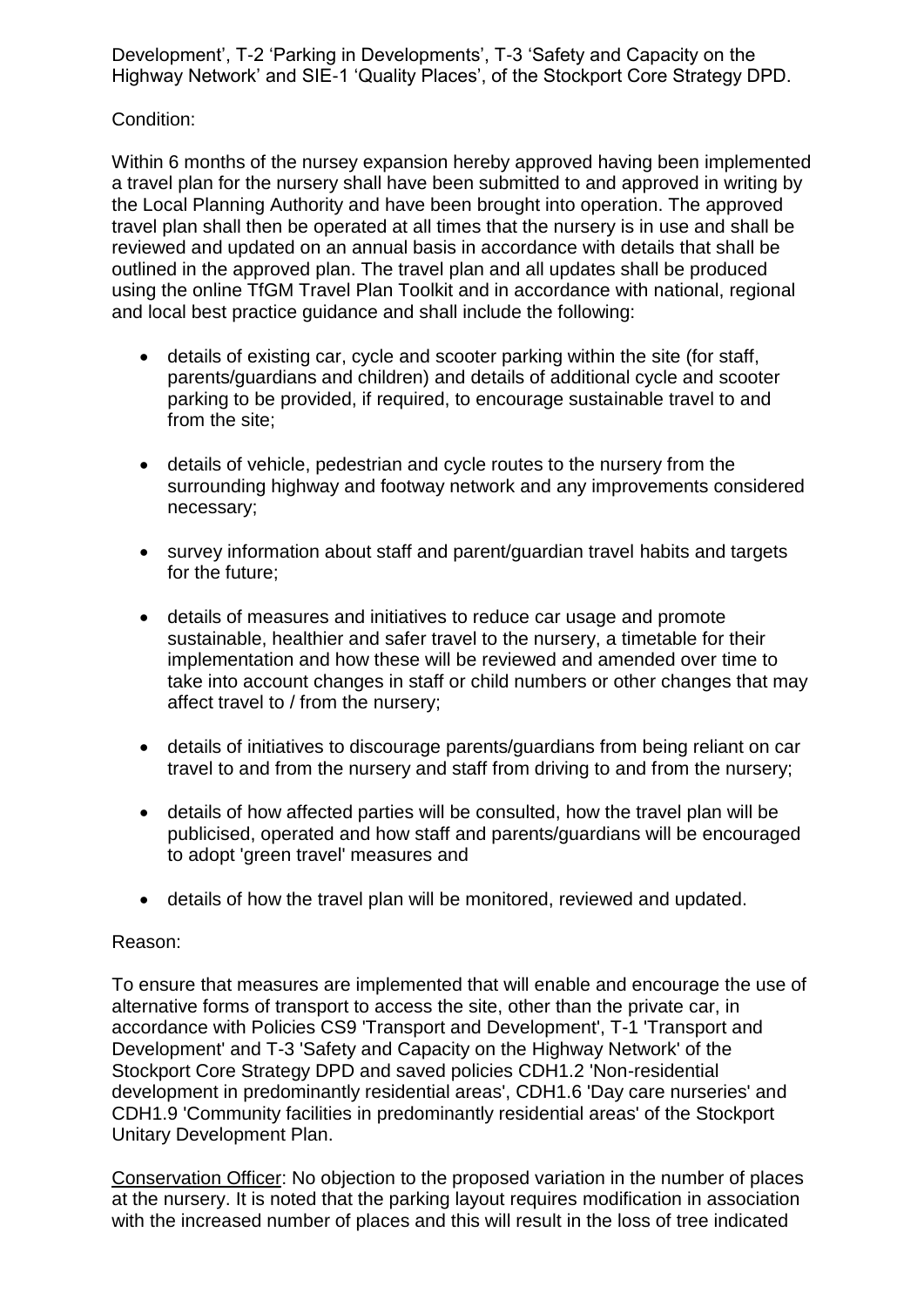Development', T-2 'Parking in Developments', T-3 'Safety and Capacity on the Highway Network' and SIE-1 'Quality Places', of the Stockport Core Strategy DPD.

Condition:

Within 6 months of the nursey expansion hereby approved having been implemented a travel plan for the nursery shall have been submitted to and approved in writing by the Local Planning Authority and have been brought into operation. The approved travel plan shall then be operated at all times that the nursery is in use and shall be reviewed and updated on an annual basis in accordance with details that shall be outlined in the approved plan. The travel plan and all updates shall be produced using the online TfGM Travel Plan Toolkit and in accordance with national, regional and local best practice guidance and shall include the following:

- details of existing car, cycle and scooter parking within the site (for staff, parents/guardians and children) and details of additional cycle and scooter parking to be provided, if required, to encourage sustainable travel to and from the site;
- details of vehicle, pedestrian and cycle routes to the nursery from the surrounding highway and footway network and any improvements considered necessary;
- survey information about staff and parent/guardian travel habits and targets for the future;
- details of measures and initiatives to reduce car usage and promote sustainable, healthier and safer travel to the nursery, a timetable for their implementation and how these will be reviewed and amended over time to take into account changes in staff or child numbers or other changes that may affect travel to / from the nursery;
- details of initiatives to discourage parents/guardians from being reliant on car travel to and from the nursery and staff from driving to and from the nursery;
- details of how affected parties will be consulted, how the travel plan will be publicised, operated and how staff and parents/guardians will be encouraged to adopt 'green travel' measures and
- details of how the travel plan will be monitored, reviewed and updated.

Reason:

To ensure that measures are implemented that will enable and encourage the use of alternative forms of transport to access the site, other than the private car, in accordance with Policies CS9 'Transport and Development', T-1 'Transport and Development' and T-3 'Safety and Capacity on the Highway Network' of the Stockport Core Strategy DPD and saved policies CDH1.2 'Non-residential development in predominantly residential areas', CDH1.6 'Day care nurseries' and CDH1.9 'Community facilities in predominantly residential areas' of the Stockport Unitary Development Plan.

Conservation Officer: No objection to the proposed variation in the number of places at the nursery. It is noted that the parking layout requires modification in association with the increased number of places and this will result in the loss of tree indicated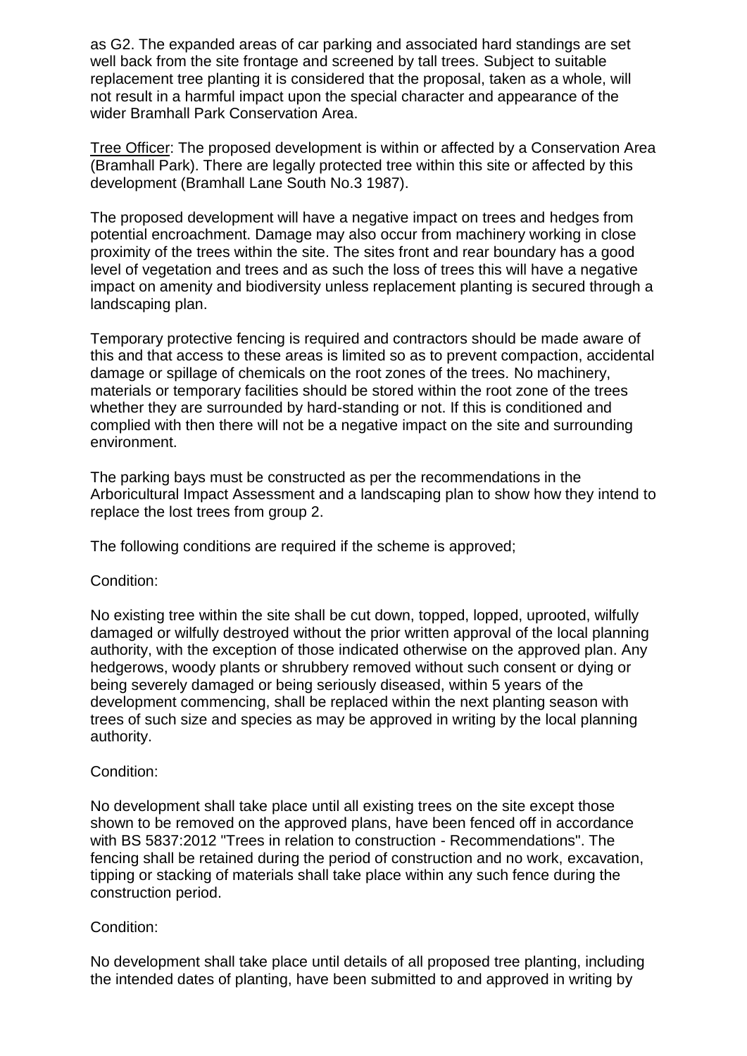as G2. The expanded areas of car parking and associated hard standings are set well back from the site frontage and screened by tall trees. Subject to suitable replacement tree planting it is considered that the proposal, taken as a whole, will not result in a harmful impact upon the special character and appearance of the wider Bramhall Park Conservation Area.

Tree Officer: The proposed development is within or affected by a Conservation Area (Bramhall Park). There are legally protected tree within this site or affected by this development (Bramhall Lane South No.3 1987).

The proposed development will have a negative impact on trees and hedges from potential encroachment. Damage may also occur from machinery working in close proximity of the trees within the site. The sites front and rear boundary has a good level of vegetation and trees and as such the loss of trees this will have a negative impact on amenity and biodiversity unless replacement planting is secured through a landscaping plan.

Temporary protective fencing is required and contractors should be made aware of this and that access to these areas is limited so as to prevent compaction, accidental damage or spillage of chemicals on the root zones of the trees. No machinery, materials or temporary facilities should be stored within the root zone of the trees whether they are surrounded by hard-standing or not. If this is conditioned and complied with then there will not be a negative impact on the site and surrounding environment.

The parking bays must be constructed as per the recommendations in the Arboricultural Impact Assessment and a landscaping plan to show how they intend to replace the lost trees from group 2.

The following conditions are required if the scheme is approved;

Condition:

No existing tree within the site shall be cut down, topped, lopped, uprooted, wilfully damaged or wilfully destroyed without the prior written approval of the local planning authority, with the exception of those indicated otherwise on the approved plan. Any hedgerows, woody plants or shrubbery removed without such consent or dying or being severely damaged or being seriously diseased, within 5 years of the development commencing, shall be replaced within the next planting season with trees of such size and species as may be approved in writing by the local planning authority.

Condition:

No development shall take place until all existing trees on the site except those shown to be removed on the approved plans, have been fenced off in accordance with BS 5837:2012 "Trees in relation to construction - Recommendations". The fencing shall be retained during the period of construction and no work, excavation, tipping or stacking of materials shall take place within any such fence during the construction period.

Condition:

No development shall take place until details of all proposed tree planting, including the intended dates of planting, have been submitted to and approved in writing by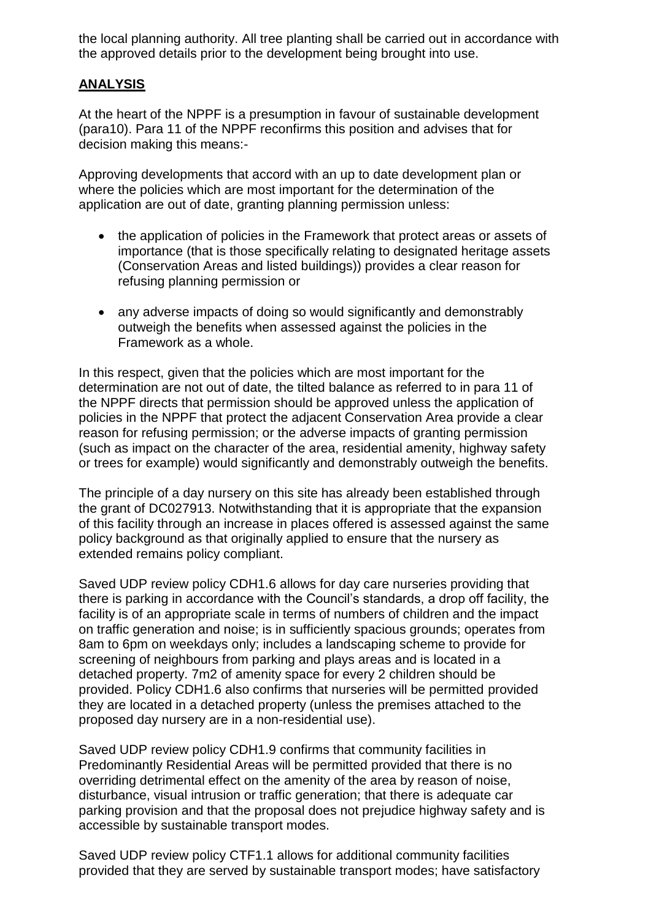the local planning authority. All tree planting shall be carried out in accordance with the approved details prior to the development being brought into use.

## ANALYSIS

At the heart of the NPPF is a presumption in favour of sustainable development (para10). Para 11 of the NPPF reconfirms this position and advises that for decision making this means:-

Approving developments that accord with an up to date development plan or where the policies which are most important for the determination of the application are out of date, granting planning permission unless:

- the application of policies in the Framework that protect areas or assets of importance (that is those specifically relating to designated heritage assets (Conservation Areas and listed buildings)) provides a clear reason for refusing planning permission or
- any adverse impacts of doing so would significantly and demonstrably outweigh the benefits when assessed against the policies in the Framework as a whole.

In this respect, given that the policies which are most important for the determination are not out of date, the tilted balance as referred to in para 11 of the NPPF directs that permission should be approved unless the application of policies in the NPPF that protect the adjacent Conservation Area provide a clear reason for refusing permission; or the adverse impacts of granting permission (such as impact on the character of the area, residential amenity, highway safety or trees for example) would significantly and demonstrably outweigh the benefits.

The principle of a day nursery on this site has already been established through the grant of DC027913. Notwithstanding that it is appropriate that the expansion of this facility through an increase in places offered is assessed against the same policy background as that originally applied to ensure that the nursery as extended remains policy compliant.

Saved UDP review policy CDH1.6 allows for day care nurseries providing that there is parking in accordance with the Council's standards, a drop off facility, the facility is of an appropriate scale in terms of numbers of children and the impact on traffic generation and noise; is in sufficiently spacious grounds; operates from 8am to 6pm on weekdays only; includes a landscaping scheme to provide for screening of neighbours from parking and plays areas and is located in a detached property. 7m2 of amenity space for every 2 children should be provided. Policy CDH1.6 also confirms that nurseries will be permitted provided they are located in a detached property (unless the premises attached to the proposed day nursery are in a non-residential use).

Saved UDP review policy CDH1.9 confirms that community facilities in Predominantly Residential Areas will be permitted provided that there is no overriding detrimental effect on the amenity of the area by reason of noise, disturbance, visual intrusion or traffic generation; that there is adequate car parking provision and that the proposal does not prejudice highway safety and is accessible by sustainable transport modes.

Saved UDP review policy CTF1.1 allows for additional community facilities provided that they are served by sustainable transport modes; have satisfactory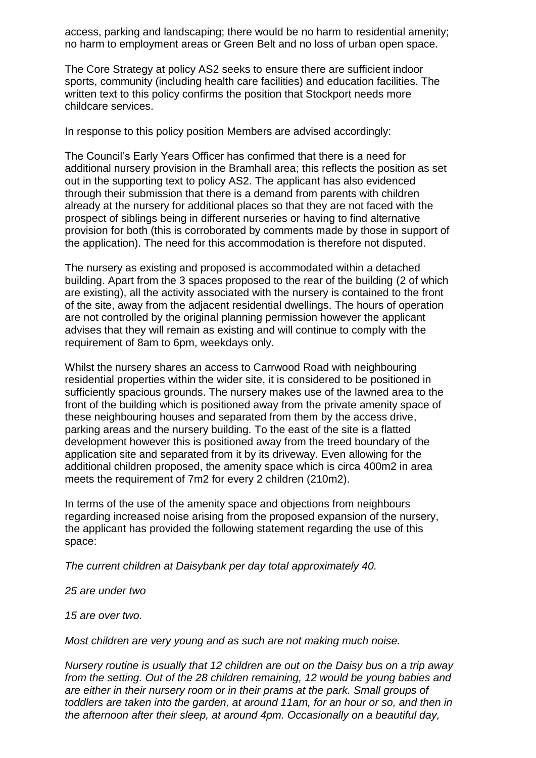access, parking and landscaping; there would be no harm to residential amenity; no harm to employment areas or Green Belt and no loss of urban open space.

The Core Strategy at policy AS2 seeks to ensure there are sufficient indoor sports, community (including health care facilities) and education facilities. The written text to this policy confirms the position that Stockport needs more childcare services.

In response to this policy position Members are advised accordingly:

The Council's Early Years Officer has confirmed that there is a need for additional nursery provision in the Bramhall area; this reflects the position as set out in the supporting text to policy AS2. The applicant has also evidenced through their submission that there is a demand from parents with children already at the nursery for additional places so that they are not faced with the prospect of siblings being in different nurseries or having to find alternative provision for both (this is corroborated by comments made by those in support of the application). The need for this accommodation is therefore not disputed.

The nursery as existing and proposed is accommodated within a detached building. Apart from the 3 spaces proposed to the rear of the building (2 of which are existing), all the activity associated with the nursery is contained to the front of the site, away from the adjacent residential dwellings. The hours of operation are not controlled by the original planning permission however the applicant advises that they will remain as existing and will continue to comply with the requirement of 8am to 6pm, weekdays only.

Whilst the nursery shares an access to Carrwood Road with neighbouring residential properties within the wider site, it is considered to be positioned in sufficiently spacious grounds. The nursery makes use of the lawned area to the front of the building which is positioned away from the private amenity space of these neighbouring houses and separated from them by the access drive, parking areas and the nursery building. To the east of the site is a flatted development however this is positioned away from the treed boundary of the application site and separated from it by its driveway. Even allowing for the additional children proposed, the amenity space which is circa 400m2 in area meets the requirement of 7m2 for every 2 children (210m2).

In terms of the use of the amenity space and objections from neighbours regarding increased noise arising from the proposed expansion of the nursery, the applicant has provided the following statement regarding the use of this space:

*The current children at Daisybank per day total approximately 40.*

*25 are under two*

*15 are over two.*

*Most children are very young and as such are not making much noise.*

*Nursery routine is usually that 12 children are out on the Daisy bus on a trip away from the setting. Out of the 28 children remaining, 12 would be young babies and are either in their nursery room or in their prams at the park. Small groups of toddlers are taken into the garden, at around 11am, for an hour or so, and then in the afternoon after their sleep, at around 4pm. Occasionally on a beautiful day,*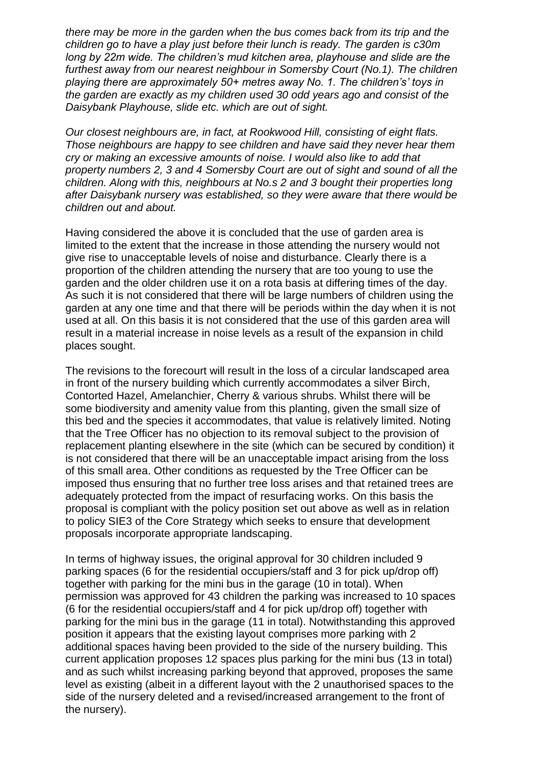*there may be more in the garden when the bus comes back from its trip and the children go to have a play just before their lunch is ready. The garden is c30m long by 22m wide. The children's mud kitchen area, playhouse and slide are the furthest away from our nearest neighbour in Somersby Court (No.1). The children playing there are approximately 50+ metres away No. 1. The childrens' toys in the garden are exactly as my children used 30 odd years ago and consist of the Daisybank Playhouse, slide etc. which are out of sight.*

*Our closest neighbours are, in fact, at Rookwood Hill, consisting of eight flats. Those neighbours are happy to see children and have said they never hear them cry or making an excessive amounts of noise. I would also like to add that property numbers 2, 3 and 4 Somersby Court are out of sight and sound of all the children. Along with this, neighbours at No.s 2 and 3 bought their properties long after Daisybank nursery was established, so they were aware that there would be children out and about.*

Having considered the above it is concluded that the use of garden area is limited to the extent that the increase in those attending the nursery would not give rise to unacceptable levels of noise and disturbance. Clearly there is a proportion of the children attending the nursery that are too young to use the garden and the older children use it on a rota basis at differing times of the day. As such it is not considered that there will be large numbers of children using the garden at any one time and that there will be periods within the day when it is not used at all. On this basis it is not considered that the use of this garden area will result in a material increase in noise levels as a result of the expansion in child places sought.

The revisions to the forecourt will result in the loss of a circular landscaped area in front of the nursery building which currently accommodates a silver Birch, Contorted Hazel, Amelanchier, Cherry & various shrubs. Whilst there will be some biodiversity and amenity value from this planting, given the small size of this bed and the species it accommodates, that value is relatively limited. Noting that the Tree Officer has no objection to its removal subject to the provision of replacement planting elsewhere in the site (which can be secured by condition) it is not considered that there will be an unacceptable impact arising from the loss of this small area. Other conditions as requested by the Tree Officer can be imposed thus ensuring that no further tree loss arises and that retained trees are adequately protected from the impact of resurfacing works. On this basis the proposal is compliant with the policy position set out above as well as in relation to policy SIE3 of the Core Strategy which seeks to ensure that development proposals incorporate appropriate landscaping.

In terms of highway issues, the original approval for 30 children included 9 parking spaces (6 for the residential occupiers/staff and 3 for pick up/drop off) together with parking for the mini bus in the garage (10 in total). When permission was approved for 43 children the parking was increased to 10 spaces (6 for the residential occupiers/staff and 4 for pick up/drop off) together with parking for the mini bus in the garage (11 in total). Notwithstanding this approved position it appears that the existing layout comprises more parking with 2 additional spaces having been provided to the side of the nursery building. This current application proposes 12 spaces plus parking for the mini bus (13 in total) and as such whilst increasing parking beyond that approved, proposes the same level as existing (albeit in a different layout with the 2 unauthorised spaces to the side of the nursery deleted and a revised/increased arrangement to the front of the nursery).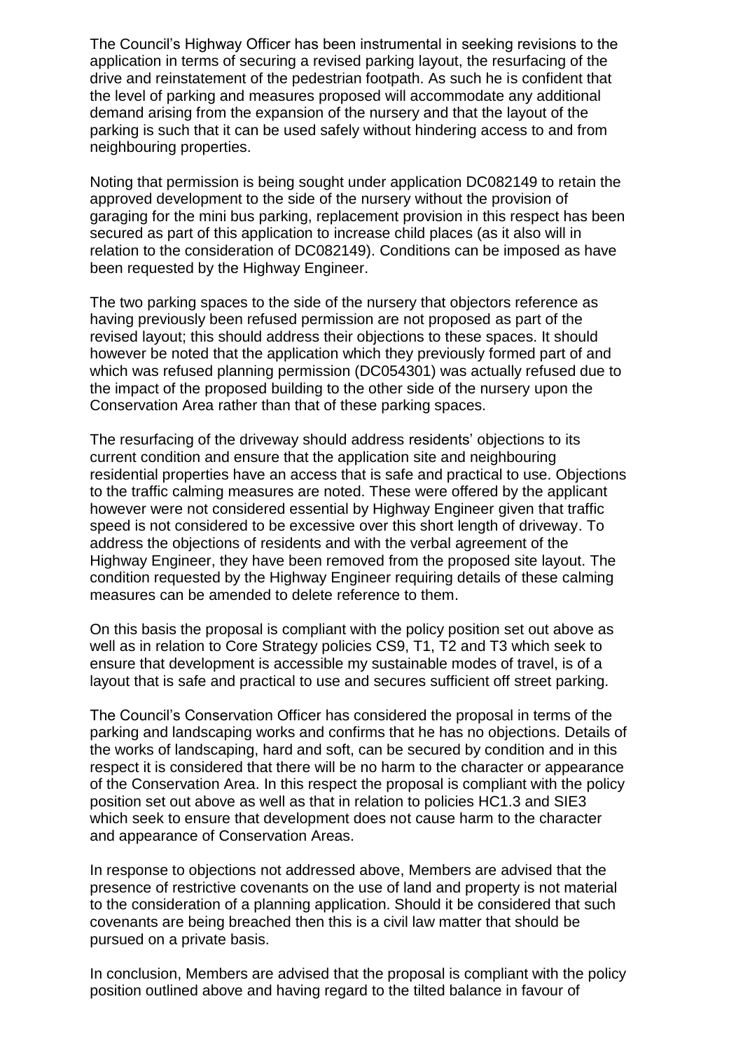The Council's Highway Officer has been instrumental in seeking revisions to the application in terms of securing a revised parking layout, the resurfacing of the drive and reinstatement of the pedestrian footpath. As such he is confident that the level of parking and measures proposed will accommodate any additional demand arising from the expansion of the nursery and that the layout of the parking is such that it can be used safely without hindering access to and from neighbouring properties.

Noting that permission is being sought under application DC082149 to retain the approved development to the side of the nursery without the provision of garaging for the mini bus parking, replacement provision in this respect has been secured as part of this application to increase child places (as it also will in relation to the consideration of DC082149). Conditions can be imposed as have been requested by the Highway Engineer.

The two parking spaces to the side of the nursery that objectors reference as having previously been refused permission are not proposed as part of the revised layout; this should address their objections to these spaces. It should however be noted that the application which they previously formed part of and which was refused planning permission (DC054301) was actually refused due to the impact of the proposed building to the other side of the nursery upon the Conservation Area rather than that of these parking spaces.

The resurfacing of the driveway should address residents' objections to its current condition and ensure that the application site and neighbouring residential properties have an access that is safe and practical to use. Objections to the traffic calming measures are noted. These were offered by the applicant however were not considered essential by Highway Engineer given that traffic speed is not considered to be excessive over this short length of driveway. To address the objections of residents and with the verbal agreement of the Highway Engineer, they have been removed from the proposed site layout. The condition requested by the Highway Engineer requiring details of these calming measures can be amended to delete reference to them.

On this basis the proposal is compliant with the policy position set out above as well as in relation to Core Strategy policies CS9, T1, T2 and T3 which seek to ensure that development is accessible my sustainable modes of travel, is of a layout that is safe and practical to use and secures sufficient off street parking.

The Council's Conservation Officer has considered the proposal in terms of the parking and landscaping works and confirms that he has no objections. Details of the works of landscaping, hard and soft, can be secured by condition and in this respect it is considered that there will be no harm to the character or appearance of the Conservation Area. In this respect the proposal is compliant with the policy position set out above as well as that in relation to policies HC1.3 and SIE3 which seek to ensure that development does not cause harm to the character and appearance of Conservation Areas.

In response to objections not addressed above, Members are advised that the presence of restrictive covenants on the use of land and property is not material to the consideration of a planning application. Should it be considered that such covenants are being breached then this is a civil law matter that should be pursued on a private basis.

In conclusion, Members are advised that the proposal is compliant with the policy position outlined above and having regard to the tilted balance in favour of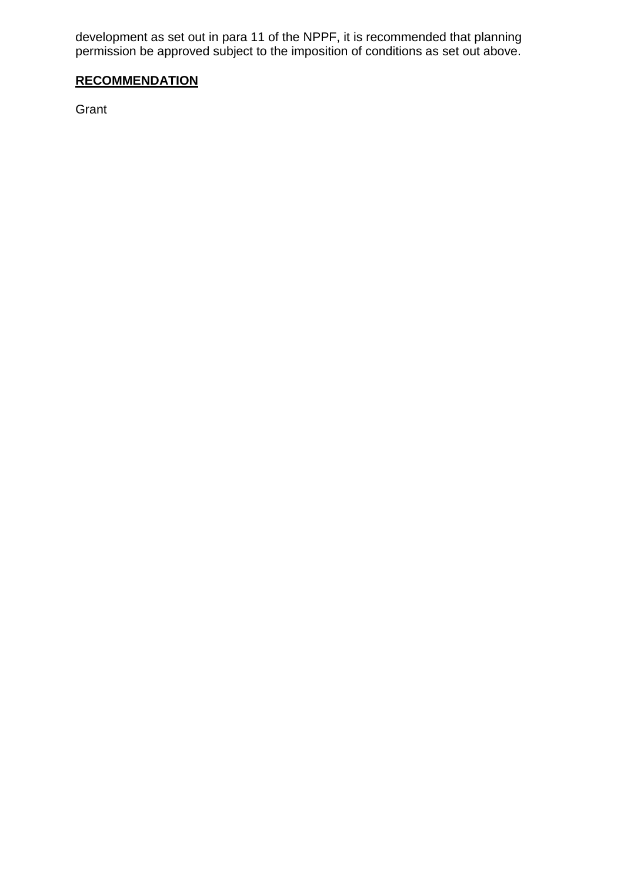development as set out in para 11 of the NPPF, it is recommended that planning permission be approved subject to the imposition of conditions as set out above.

**RECOMMENDATION**

Grant